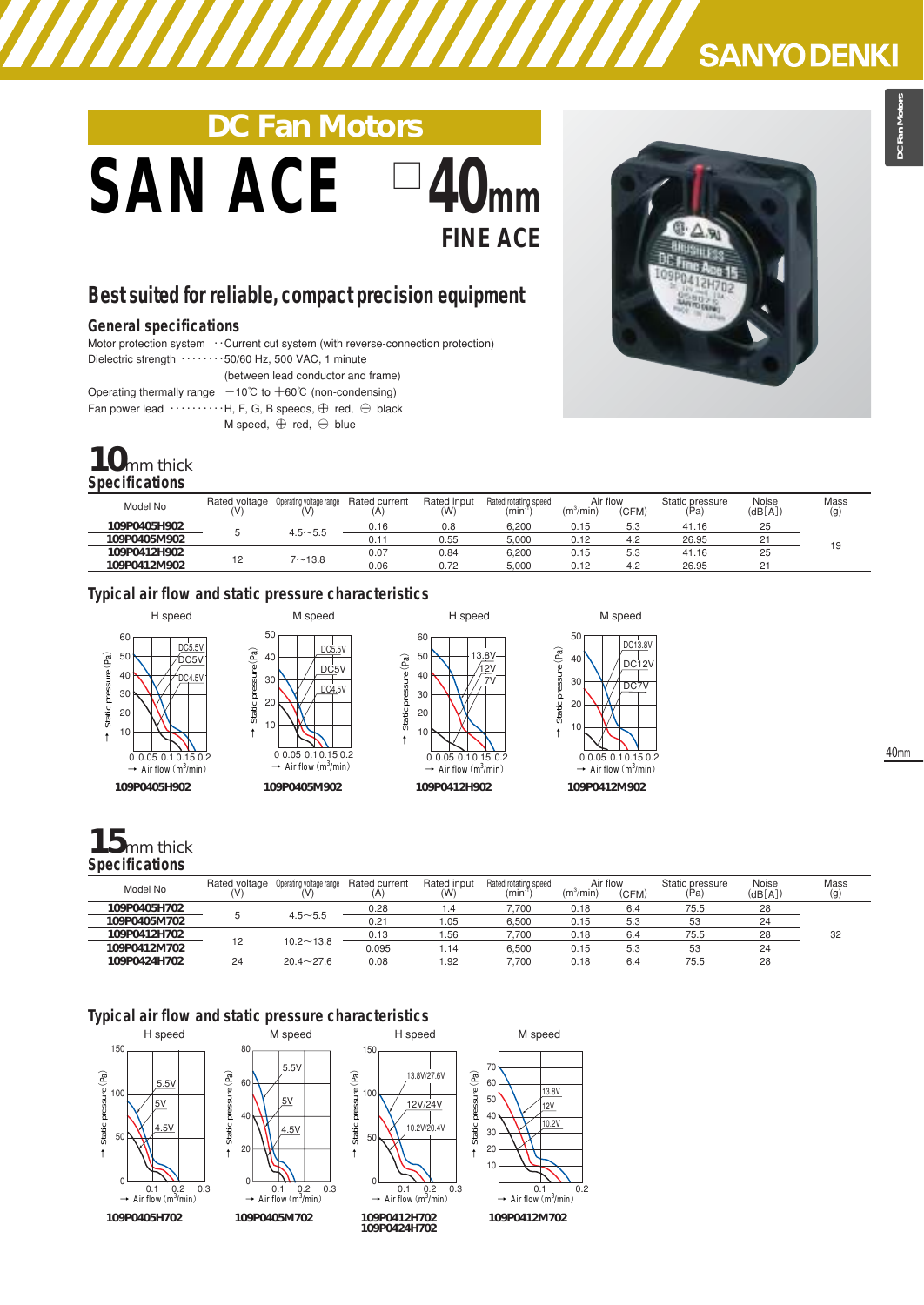# DC Fan Motors

# SAN ACE □40mm

## FINE ACE

## Best suited for reliable, compact precision equipment

### General specifications

Motor protection system ··Current cut system (with reverse-connection protection)
Dielectric strength ········50/60 Hz, 500 VAC, 1 minute
(between lead conductor and frame)
Operating thermally range −10℃ to +60℃ (non-condensing)
Fan power lead ··········H, F, G, B speeds, ⊕ red, ⊖ black
M speed, ⊕ red, ⊖ blue

## 10mm thick

### Specifications

| Model No | Rated voltage (V) | Operating voltage range (V) | Rated current (A) | Rated input (W) | Rated rotating speed (min⁻¹) | Air flow (m³/min) | Air flow (CFM) | Static pressure (Pa) | Noise (dB[A]) | Mass (g) |
|---|---|---|---|---|---|---|---|---|---|---|
| 109P0405H902 | 5 | 4.5〜5.5 | 0.16 | 0.8 | 6,200 | 0.15 | 5.3 | 41.16 | 25 | 19 |
| 109P0405M902 | | | 0.11 | 0.55 | 5,000 | 0.12 | 4.2 | 26.95 | 21 | |
| 109P0412H902 | 12 | 7〜13.8 | 0.07 | 0.84 | 6,200 | 0.15 | 5.3 | 41.16 | 25 | |
| 109P0412M902 | | | 0.06 | 0.72 | 5,000 | 0.12 | 4.2 | 26.95 | 21 | |

### Typical air flow and static pressure characteristics

H speed — 109P0405H902 (DC5.5V, DC5V, DC4.5V)

M speed — 109P0405M902 (DC5.5V, DC5V, DC4.5V)

H speed — 109P0412H902 (13.8V, 12V, 7V)

M speed — 109P0412M902 (DC13.8V, DC12V, DC7V)

## 15mm thick

### Specifications

| Model No | Rated voltage (V) | Operating voltage range (V) | Rated current (A) | Rated input (W) | Rated rotating speed (min⁻¹) | Air flow (m³/min) | Air flow (CFM) | Static pressure (Pa) | Noise (dB[A]) | Mass (g) |
|---|---|---|---|---|---|---|---|---|---|---|
| 109P0405H702 | 5 | 4.5〜5.5 | 0.28 | 1.4 | 7,700 | 0.18 | 6.4 | 75.5 | 28 | 32 |
| 109P0405M702 | | | 0.21 | 1.05 | 6,500 | 0.15 | 5.3 | 53 | 24 | |
| 109P0412H702 | 12 | 10.2〜13.8 | 0.13 | 1.56 | 7,700 | 0.18 | 6.4 | 75.5 | 28 | |
| 109P0412M702 | | | 0.095 | 1.14 | 6,500 | 0.15 | 5.3 | 53 | 24 | |
| 109P0424H702 | 24 | 20.4〜27.6 | 0.08 | 1.92 | 7,700 | 0.18 | 6.4 | 75.5 | 28 | |

### Typical air flow and static pressure characteristics

H speed — 109P0405H702 (5.5V, 5V, 4.5V)

M speed — 109P0405M702 (5.5V, 5V, 4.5V)

H speed — 109P0412H702, 109P0424H702 (13.8V/27.6V, 12V/24V, 10.2V/20.4V)

M speed — 109P0412M702 (13.8V, 12V, 10.2V)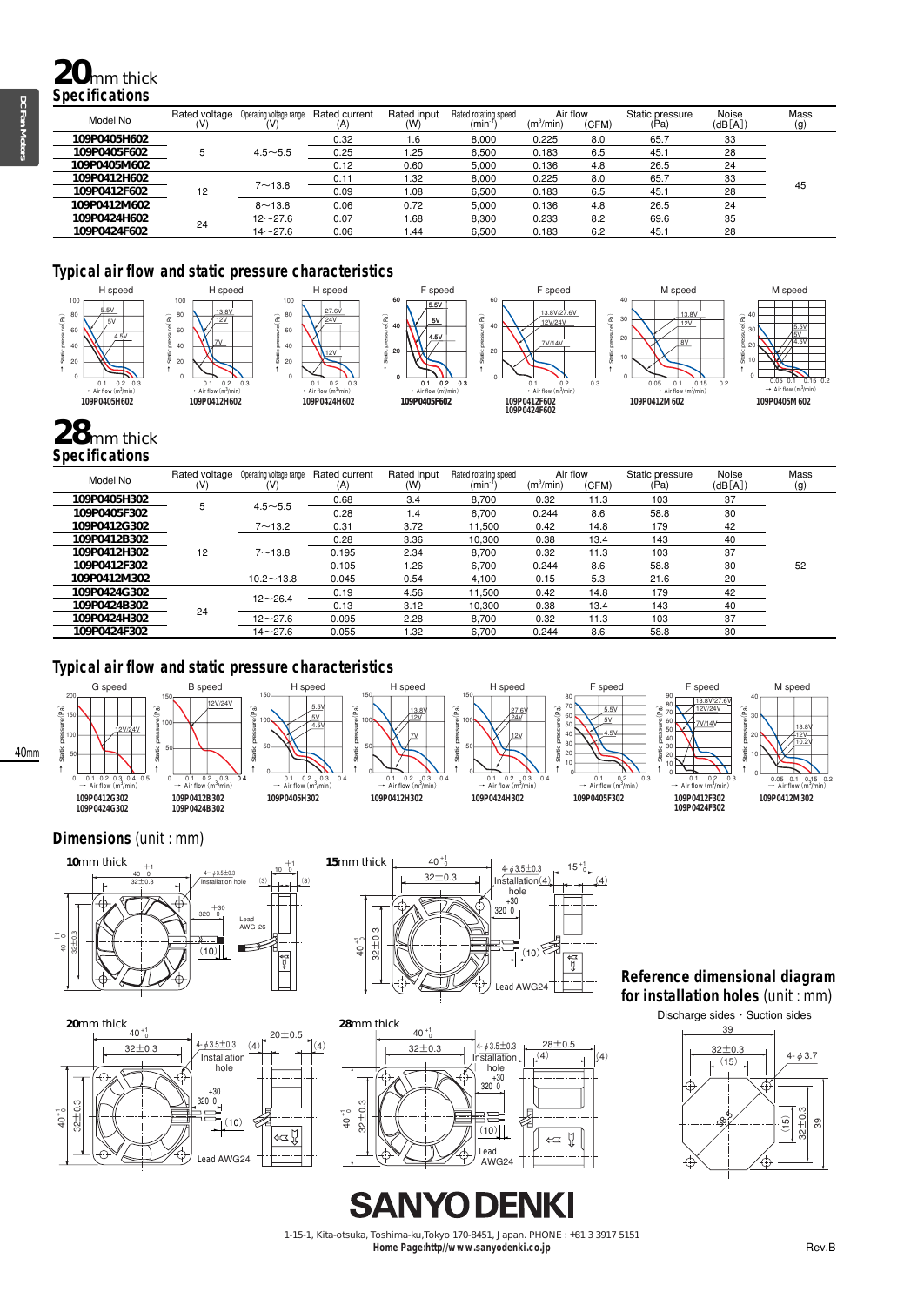# 20mm thick

## Specifications

| Model No | Rated voltage (V) | Operating voltage range (V) | Rated current (A) | Rated input (W) | Rated rotating speed ($min^{-1}$) | Air flow ($m^3/min$) | Air flow (CFM) | Static pressure (Pa) | Noise (dB[A]) | Mass (g) |
|---|---|---|---|---|---|---|---|---|---|---|
| 109P0405H602 | 5 | 4.5～5.5 | 0.32 | 1.6 | 8,000 | 0.225 | 8.0 | 65.7 | 33 | 45 |
| 109P0405F602 | | | 0.25 | 1.25 | 6,500 | 0.183 | 6.5 | 45.1 | 28 | |
| 109P0405M602 | | | 0.12 | 0.60 | 5,000 | 0.136 | 4.8 | 26.5 | 24 | |
| 109P0412H602 | 12 | 7～13.8 | 0.11 | 1.32 | 8,000 | 0.225 | 8.0 | 65.7 | 33 | |
| 109P0412F602 | | | 0.09 | 1.08 | 6,500 | 0.183 | 6.5 | 45.1 | 28 | |
| 109P0412M602 | | 8～13.8 | 0.06 | 0.72 | 5,000 | 0.136 | 4.8 | 26.5 | 24 | |
| 109P0424H602 | 24 | 12～27.6 | 0.07 | 1.68 | 8,300 | 0.233 | 8.2 | 69.6 | 35 | |
| 109P0424F602 | | 14～27.6 | 0.06 | 1.44 | 6,500 | 0.183 | 6.2 | 45.1 | 28 | |

## Typical air flow and static pressure characteristics

H speed — 5.5V, 5V, 4.5V — 109P0405H602

H speed — 13.8V, 12V, 7V — 109P0412H602

H speed — 27.6V, 24V, 12V — 109P0424H602

F speed — 5.5V, 5V, 4.5V — 109P0405F602

F speed — 13.8V/27.6V, 12V/24V, 7V/14V — 109P0412F602, 109P0424F602

M speed — 13.8V, 12V, 8V — 109P0412M602

M speed — 5.5V, 5V, 4.5V — 109P0405M602

Static pressure (Pa) / Air flow ($m^3/min$)

# 28mm thick

## Specifications

| Model No | Rated voltage (V) | Operating voltage range (V) | Rated current (A) | Rated input (W) | Rated rotating speed ($min^{-1}$) | Air flow ($m^3/min$) | Air flow (CFM) | Static pressure (Pa) | Noise (dB[A]) | Mass (g) |
|---|---|---|---|---|---|---|---|---|---|---|
| 109P0405H302 | 5 | 4.5～5.5 | 0.68 | 3.4 | 8,700 | 0.32 | 11.3 | 103 | 37 | 52 |
| 109P0405F302 | | | 0.28 | 1.4 | 6,700 | 0.244 | 8.6 | 58.8 | 30 | |
| 109P0412G302 | 12 | 7～13.2 | 0.31 | 3.72 | 11,500 | 0.42 | 14.8 | 179 | 42 | |
| 109P0412B302 | | 7～13.8 | 0.28 | 3.36 | 10,300 | 0.38 | 13.4 | 143 | 40 | |
| 109P0412H302 | | | 0.195 | 2.34 | 8,700 | 0.32 | 11.3 | 103 | 37 | |
| 109P0412F302 | | | 0.105 | 1.26 | 6,700 | 0.244 | 8.6 | 58.8 | 30 | |
| 109P0412M302 | | 10.2～13.8 | 0.045 | 0.54 | 4,100 | 0.15 | 5.3 | 21.6 | 20 | |
| 109P0424G302 | 24 | 12～26.4 | 0.19 | 4.56 | 11,500 | 0.42 | 14.8 | 179 | 42 | |
| 109P0424B302 | | | 0.13 | 3.12 | 10,300 | 0.38 | 13.4 | 143 | 40 | |
| 109P0424H302 | | 12～27.6 | 0.095 | 2.28 | 8,700 | 0.32 | 11.3 | 103 | 37 | |
| 109P0424F302 | | 14～27.6 | 0.055 | 1.32 | 6,700 | 0.244 | 8.6 | 58.8 | 30 | |

## Typical air flow and static pressure characteristics

G speed — 12V/24V — 109P0412G302, 109P0424G302

B speed — 12V/24V — 109P0412B302, 109P0424B302

H speed — 5.5V, 5V, 4.5V — 109P0405H302

H speed — 13.8V, 12V, 7V — 109P0412H302

H speed — 27.6V, 24V, 12V — 109P0424H302

F speed — 5.5V, 5V, 4.5V — 109P0405F302

F speed — 13.8V/27.6V, 12V/24V, 7V/14V — 109P0412F302, 109P0424F302

M speed — 13.8V, 12V, 10.2V — 109P0412M302

Static pressure (Pa) / Air flow ($m^3/min$)

## Dimensions (unit : mm)

**10mm thick** — $40^{+1}_{0}$, 32±0.3, 4-φ3.5±0.3 Installation hole, $320^{+30}_{0}$, Lead AWG 26, (10), $10^{+1}_{0}$, (3)

**15mm thick** — $40^{+1}_{0}$, 32±0.3, 4-φ3.5±0.3 Installation hole, $320^{+30}_{0}$, (10), Lead AWG24, $15^{+1}_{0}$, (4)

**20mm thick** — $40^{+1}_{0}$, 32±0.3, 4-φ3.5±0.3 Installation hole, $320^{+30}_{0}$, (10), Lead AWG24, 20±0.5, (4)

**28mm thick** — $40^{+1}_{0}$, 32±0.3, 4-φ3.5±0.3 Installation hole, $320^{+30}_{0}$, (10), Lead AWG24, 28±0.5, (4)

## Reference dimensional diagram for installation holes (unit : mm)

Discharge sides・Suction sides

39, 32±0.3, (15), 4-φ3.7, φ38.5

**SANYO DENKI**

1-15-1, Kita-otsuka, Toshima-ku,Tokyo 170-8451, Japan. PHONE : +81 3 3917 5151

Home Page:http//www.sanyodenki.co.jp

Rev.B